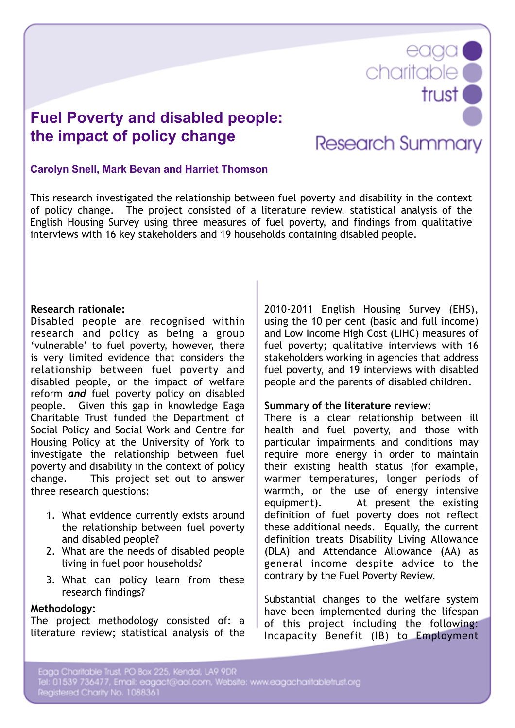# Fuel Poverty and disabled people: the impact of policy change

Research Summary

**Carolyn Snell, Mark Bevan and Harriet Thomson**

This research investigated the relationship between fuel poverty and disability in the context of policy change. The project consisted of a literature review, statistical analysis of the English Housing Survey using three measures of fuel poverty, and findings from qualitative interviews with 16 key stakeholders and 19 households containing disabled people.

**Research rationale:**
Disabled people are recognised within research and policy as being a group 'vulnerable' to fuel poverty, however, there is very limited evidence that considers the relationship between fuel poverty and disabled people, or the impact of welfare reform ***and*** fuel poverty policy on disabled people. Given this gap in knowledge Eaga Charitable Trust funded the Department of Social Policy and Social Work and Centre for Housing Policy at the University of York to investigate the relationship between fuel poverty and disability in the context of policy change. This project set out to answer three research questions:

1. What evidence currently exists around the relationship between fuel poverty and disabled people?
2. What are the needs of disabled people living in fuel poor households?
3. What can policy learn from these research findings?

**Methodology:**
The project methodology consisted of: a literature review; statistical analysis of the 2010-2011 English Housing Survey (EHS), using the 10 per cent (basic and full income) and Low Income High Cost (LIHC) measures of fuel poverty; qualitative interviews with 16 stakeholders working in agencies that address fuel poverty, and 19 interviews with disabled people and the parents of disabled children.

**Summary of the literature review:**
There is a clear relationship between ill health and fuel poverty, and those with particular impairments and conditions may require more energy in order to maintain their existing health status (for example, warmer temperatures, longer periods of warmth, or the use of energy intensive equipment). At present the existing definition of fuel poverty does not reflect these additional needs. Equally, the current definition treats Disability Living Allowance (DLA) and Attendance Allowance (AA) as general income despite advice to the contrary by the Fuel Poverty Review.

Substantial changes to the welfare system have been implemented during the lifespan of this project including the following: Incapacity Benefit (IB) to Employment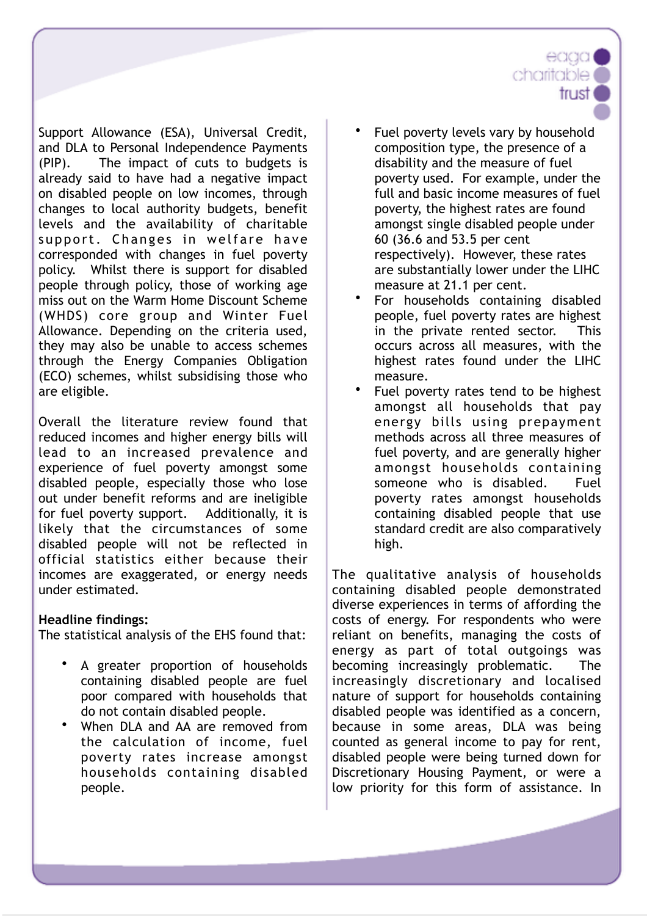Support Allowance (ESA), Universal Credit, and DLA to Personal Independence Payments (PIP). The impact of cuts to budgets is already said to have had a negative impact on disabled people on low incomes, through changes to local authority budgets, benefit levels and the availability of charitable support. Changes in welfare have corresponded with changes in fuel poverty policy. Whilst there is support for disabled people through policy, those of working age miss out on the Warm Home Discount Scheme (WHDS) core group and Winter Fuel Allowance. Depending on the criteria used, they may also be unable to access schemes through the Energy Companies Obligation (ECO) schemes, whilst subsidising those who are eligible.

Overall the literature review found that reduced incomes and higher energy bills will lead to an increased prevalence and experience of fuel poverty amongst some disabled people, especially those who lose out under benefit reforms and are ineligible for fuel poverty support. Additionally, it is likely that the circumstances of some disabled people will not be reflected in official statistics either because their incomes are exaggerated, or energy needs under estimated.

**Headline findings:**
The statistical analysis of the EHS found that:

- A greater proportion of households containing disabled people are fuel poor compared with households that do not contain disabled people.
- When DLA and AA are removed from the calculation of income, fuel poverty rates increase amongst households containing disabled people.
- Fuel poverty levels vary by household composition type, the presence of a disability and the measure of fuel poverty used. For example, under the full and basic income measures of fuel poverty, the highest rates are found amongst single disabled people under 60 (36.6 and 53.5 per cent respectively). However, these rates are substantially lower under the LIHC measure at 21.1 per cent.
- For households containing disabled people, fuel poverty rates are highest in the private rented sector. This occurs across all measures, with the highest rates found under the LIHC measure.
- Fuel poverty rates tend to be highest amongst all households that pay energy bills using prepayment methods across all three measures of fuel poverty, and are generally higher amongst households containing someone who is disabled. Fuel poverty rates amongst households containing disabled people that use standard credit are also comparatively high.

The qualitative analysis of households containing disabled people demonstrated diverse experiences in terms of affording the costs of energy. For respondents who were reliant on benefits, managing the costs of energy as part of total outgoings was becoming increasingly problematic. The increasingly discretionary and localised nature of support for households containing disabled people was identified as a concern, because in some areas, DLA was being counted as general income to pay for rent, disabled people were being turned down for Discretionary Housing Payment, or were a low priority for this form of assistance. In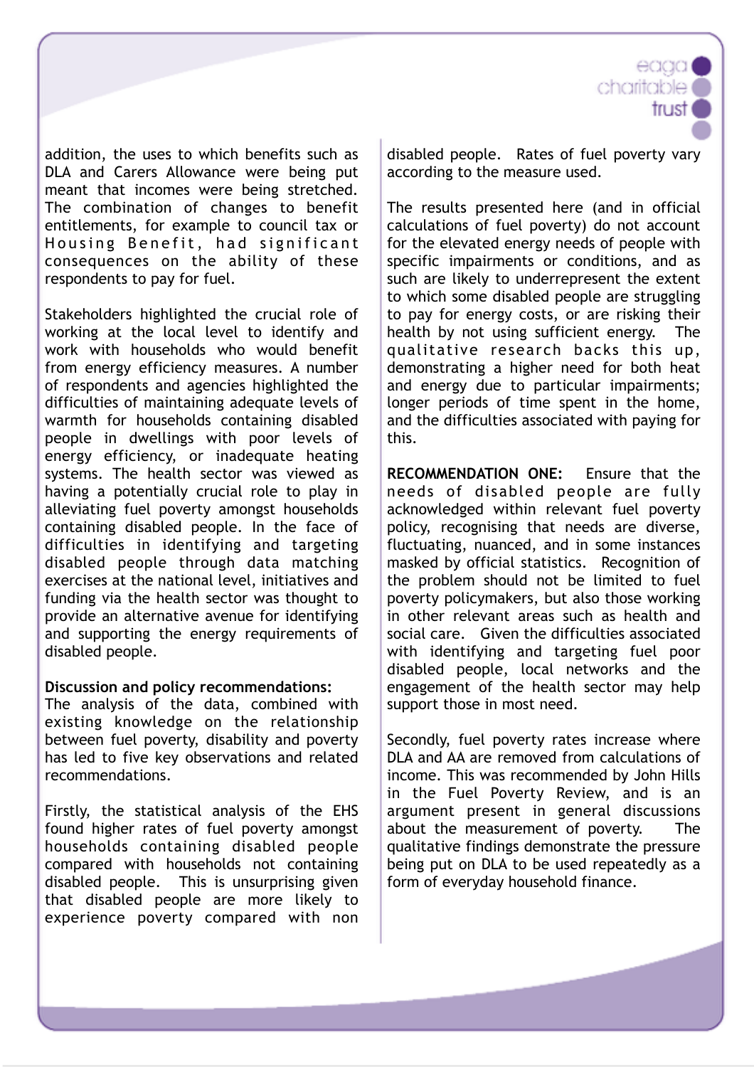addition, the uses to which benefits such as DLA and Carers Allowance were being put meant that incomes were being stretched. The combination of changes to benefit entitlements, for example to council tax or Housing Benefit, had significant consequences on the ability of these respondents to pay for fuel.

Stakeholders highlighted the crucial role of working at the local level to identify and work with households who would benefit from energy efficiency measures. A number of respondents and agencies highlighted the difficulties of maintaining adequate levels of warmth for households containing disabled people in dwellings with poor levels of energy efficiency, or inadequate heating systems. The health sector was viewed as having a potentially crucial role to play in alleviating fuel poverty amongst households containing disabled people. In the face of difficulties in identifying and targeting disabled people through data matching exercises at the national level, initiatives and funding via the health sector was thought to provide an alternative avenue for identifying and supporting the energy requirements of disabled people.

**Discussion and policy recommendations:**

The analysis of the data, combined with existing knowledge on the relationship between fuel poverty, disability and poverty has led to five key observations and related recommendations.

Firstly, the statistical analysis of the EHS found higher rates of fuel poverty amongst households containing disabled people compared with households not containing disabled people. This is unsurprising given that disabled people are more likely to experience poverty compared with non disabled people. Rates of fuel poverty vary according to the measure used.

The results presented here (and in official calculations of fuel poverty) do not account for the elevated energy needs of people with specific impairments or conditions, and as such are likely to underrepresent the extent to which some disabled people are struggling to pay for energy costs, or are risking their health by not using sufficient energy. The qualitative research backs this up, demonstrating a higher need for both heat and energy due to particular impairments; longer periods of time spent in the home, and the difficulties associated with paying for this.

**RECOMMENDATION ONE:** Ensure that the needs of disabled people are fully acknowledged within relevant fuel poverty policy, recognising that needs are diverse, fluctuating, nuanced, and in some instances masked by official statistics. Recognition of the problem should not be limited to fuel poverty policymakers, but also those working in other relevant areas such as health and social care. Given the difficulties associated with identifying and targeting fuel poor disabled people, local networks and the engagement of the health sector may help support those in most need.

Secondly, fuel poverty rates increase where DLA and AA are removed from calculations of income. This was recommended by John Hills in the Fuel Poverty Review, and is an argument present in general discussions about the measurement of poverty. The qualitative findings demonstrate the pressure being put on DLA to be used repeatedly as a form of everyday household finance.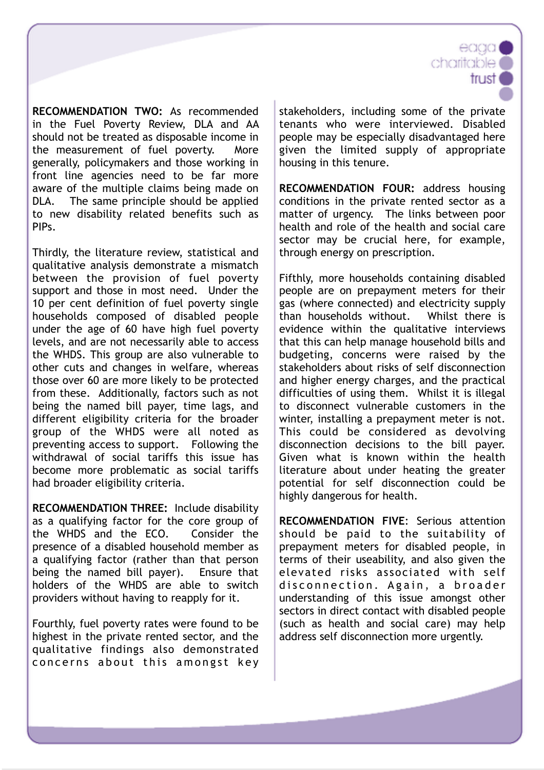**RECOMMENDATION TWO:** As recommended in the Fuel Poverty Review, DLA and AA should not be treated as disposable income in the measurement of fuel poverty. More generally, policymakers and those working in front line agencies need to be far more aware of the multiple claims being made on DLA. The same principle should be applied to new disability related benefits such as PIPs.

Thirdly, the literature review, statistical and qualitative analysis demonstrate a mismatch between the provision of fuel poverty support and those in most need. Under the 10 per cent definition of fuel poverty single households composed of disabled people under the age of 60 have high fuel poverty levels, and are not necessarily able to access the WHDS. This group are also vulnerable to other cuts and changes in welfare, whereas those over 60 are more likely to be protected from these. Additionally, factors such as not being the named bill payer, time lags, and different eligibility criteria for the broader group of the WHDS were all noted as preventing access to support. Following the withdrawal of social tariffs this issue has become more problematic as social tariffs had broader eligibility criteria.

**RECOMMENDATION THREE:** Include disability as a qualifying factor for the core group of the WHDS and the ECO. Consider the presence of a disabled household member as a qualifying factor (rather than that person being the named bill payer). Ensure that holders of the WHDS are able to switch providers without having to reapply for it.

Fourthly, fuel poverty rates were found to be highest in the private rented sector, and the qualitative findings also demonstrated concerns about this amongst key stakeholders, including some of the private tenants who were interviewed. Disabled people may be especially disadvantaged here given the limited supply of appropriate housing in this tenure.

**RECOMMENDATION FOUR:** address housing conditions in the private rented sector as a matter of urgency. The links between poor health and role of the health and social care sector may be crucial here, for example, through energy on prescription.

Fifthly, more households containing disabled people are on prepayment meters for their gas (where connected) and electricity supply than households without. Whilst there is evidence within the qualitative interviews that this can help manage household bills and budgeting, concerns were raised by the stakeholders about risks of self disconnection and higher energy charges, and the practical difficulties of using them. Whilst it is illegal to disconnect vulnerable customers in the winter, installing a prepayment meter is not. This could be considered as devolving disconnection decisions to the bill payer. Given what is known within the health literature about under heating the greater potential for self disconnection could be highly dangerous for health.

**RECOMMENDATION FIVE**: Serious attention should be paid to the suitability of prepayment meters for disabled people, in terms of their useability, and also given the elevated risks associated with self disconnection. Again, a broader understanding of this issue amongst other sectors in direct contact with disabled people (such as health and social care) may help address self disconnection more urgently.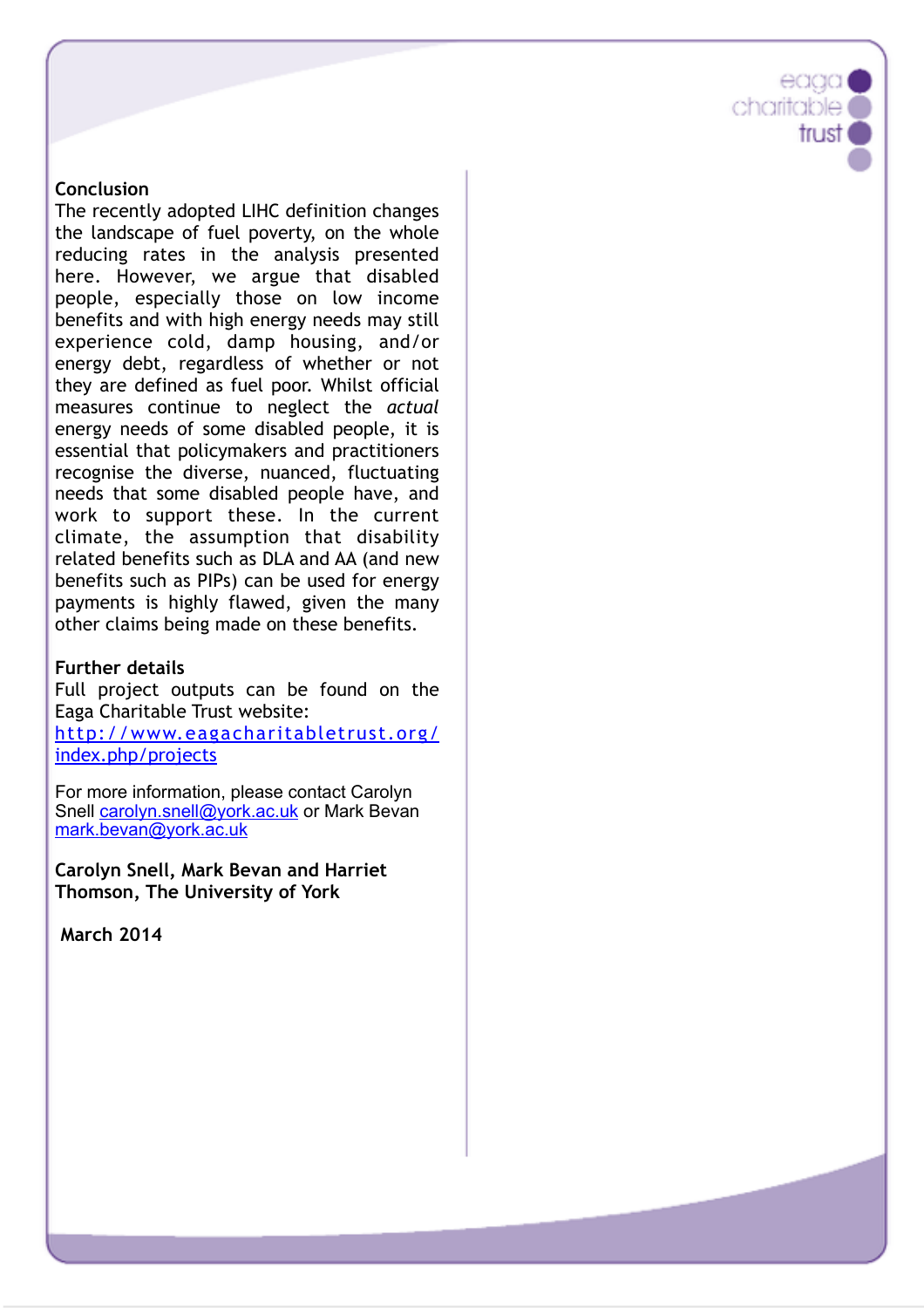**Conclusion**

The recently adopted LIHC definition changes the landscape of fuel poverty, on the whole reducing rates in the analysis presented here. However, we argue that disabled people, especially those on low income benefits and with high energy needs may still experience cold, damp housing, and/or energy debt, regardless of whether or not they are defined as fuel poor. Whilst official measures continue to neglect the *actual* energy needs of some disabled people, it is essential that policymakers and practitioners recognise the diverse, nuanced, fluctuating needs that some disabled people have, and work to support these. In the current climate, the assumption that disability related benefits such as DLA and AA (and new benefits such as PIPs) can be used for energy payments is highly flawed, given the many other claims being made on these benefits.

**Further details**

Full project outputs can be found on the Eaga Charitable Trust website: http://www.eagacharitabletrust.org/index.php/projects

For more information, please contact Carolyn Snell carolyn.snell@york.ac.uk or Mark Bevan mark.bevan@york.ac.uk

**Carolyn Snell, Mark Bevan and Harriet Thomson, The University of York**

**March 2014**